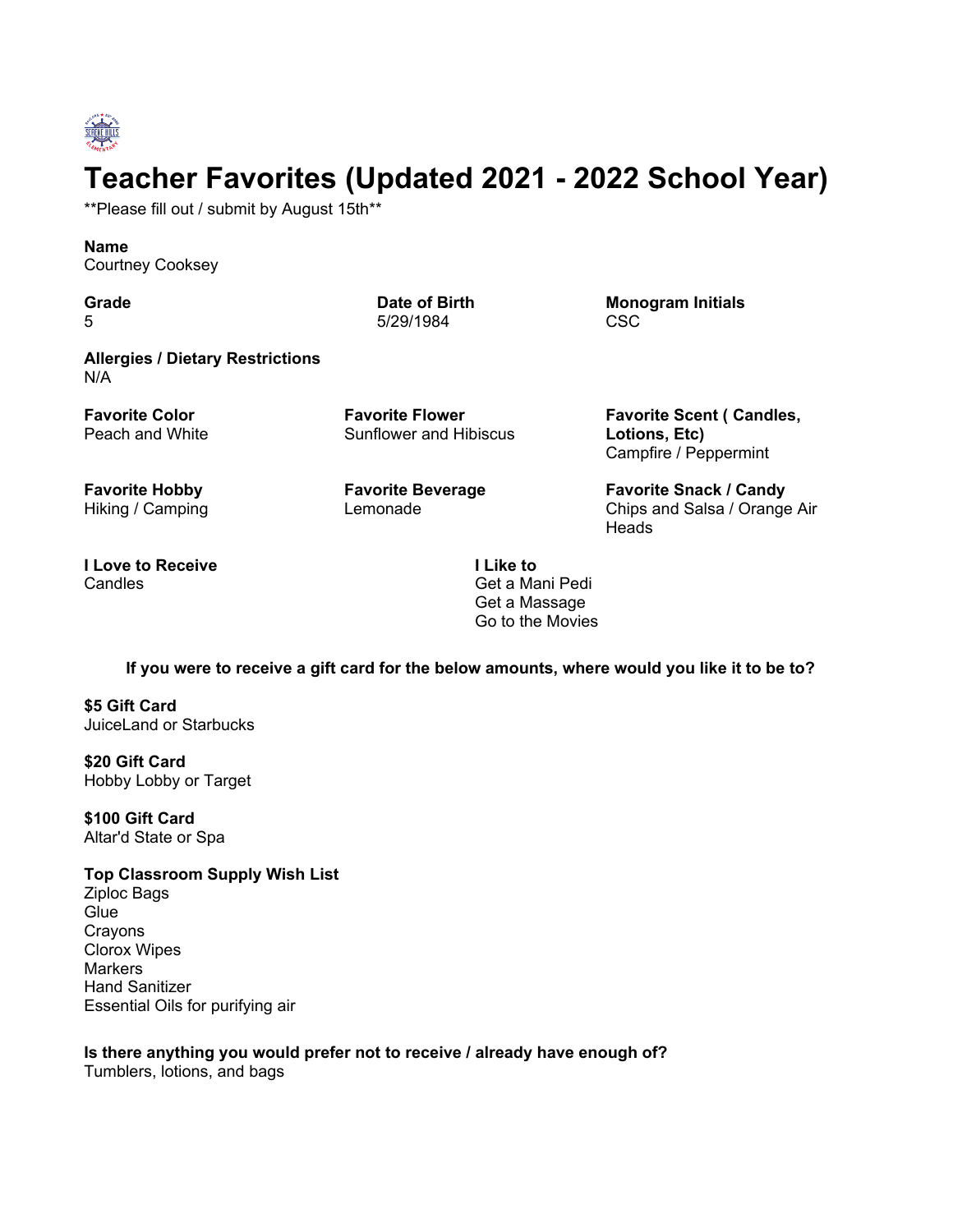# Teacher Favorites (Updated 2021 - 2022 School Year)

**Please fill out / submit by August 15th**

**Name**
Courtney Cooksey

**Grade**
5

**Date of Birth**
5/29/1984

**Monogram Initials**
CSC

**Allergies / Dietary Restrictions**
N/A

**Favorite Color**
Peach and White

**Favorite Flower**
Sunflower and Hibiscus

**Favorite Scent ( Candles, Lotions, Etc)**
Campfire / Peppermint

**Favorite Hobby**
Hiking / Camping

**Favorite Beverage**
Lemonade

**Favorite Snack / Candy**
Chips and Salsa / Orange Air Heads

**I Love to Receive**
Candles

**I Like to**
Get a Mani Pedi
Get a Massage
Go to the Movies

**If you were to receive a gift card for the below amounts, where would you like it to be to?**

**$5 Gift Card**
JuiceLand or Starbucks

**$20 Gift Card**
Hobby Lobby or Target

**$100 Gift Card**
Altar'd State or Spa

**Top Classroom Supply Wish List**
Ziploc Bags
Glue
Crayons
Clorox Wipes
Markers
Hand Sanitizer
Essential Oils for purifying air

**Is there anything you would prefer not to receive / already have enough of?**
Tumblers, lotions, and bags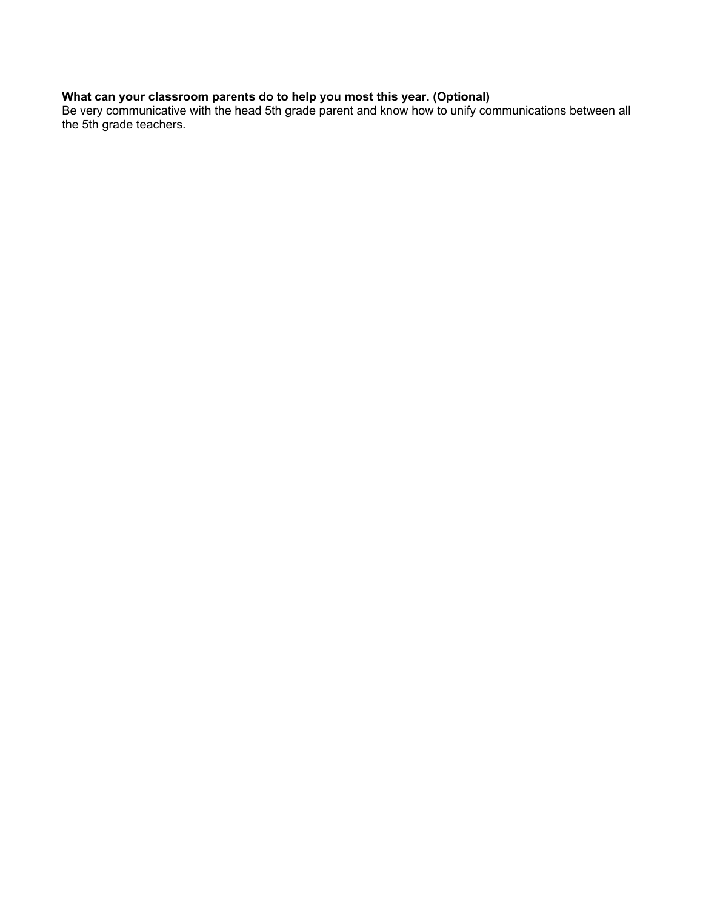**What can your classroom parents do to help you most this year. (Optional)**
Be very communicative with the head 5th grade parent and know how to unify communications between all the 5th grade teachers.